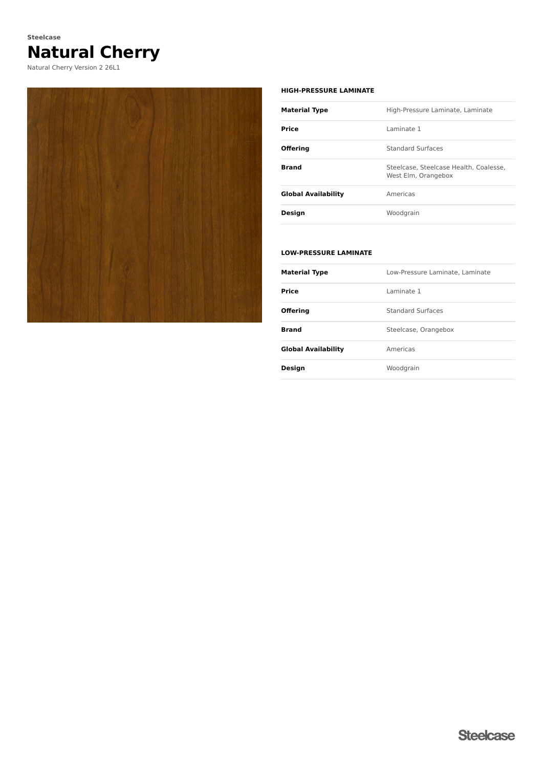Steelcase

# Natural Cherry

Natural Cherry Version 2 26L1

### HIGH-PRESSURE LAMINATE

| | |
|---|---|
| **Material Type** | High-Pressure Laminate, Laminate |
| **Price** | Laminate 1 |
| **Offering** | Standard Surfaces |
| **Brand** | Steelcase, Steelcase Health, Coalesse, West Elm, Orangebox |
| **Global Availability** | Americas |
| **Design** | Woodgrain |

### LOW-PRESSURE LAMINATE

| | |
|---|---|
| **Material Type** | Low-Pressure Laminate, Laminate |
| **Price** | Laminate 1 |
| **Offering** | Standard Surfaces |
| **Brand** | Steelcase, Orangebox |
| **Global Availability** | Americas |
| **Design** | Woodgrain |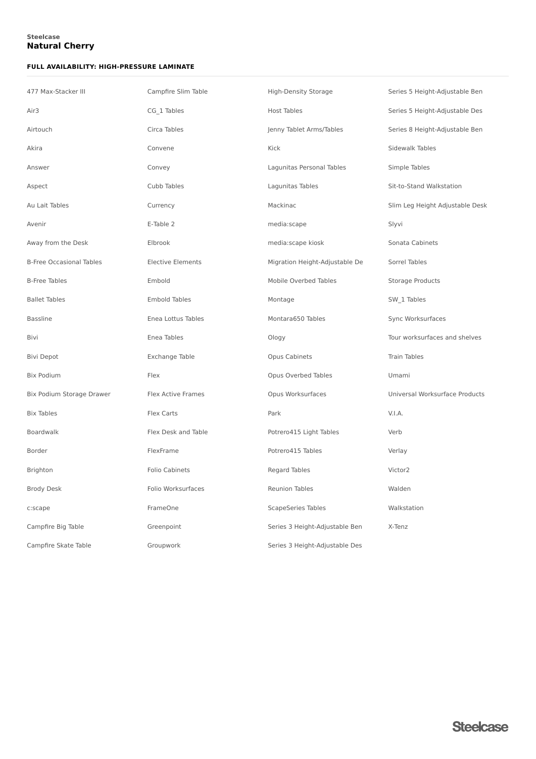**Steelcase**
**Natural Cherry**

**FULL AVAILABILITY: HIGH-PRESSURE LAMINATE**

- 477 Max-Stacker III
- Air3
- Airtouch
- Akira
- Answer
- Aspect
- Au Lait Tables
- Avenir
- Away from the Desk
- B-Free Occasional Tables
- B-Free Tables
- Ballet Tables
- Bassline
- Bivi
- Bivi Depot
- Bix Podium
- Bix Podium Storage Drawer
- Bix Tables
- Boardwalk
- Border
- Brighton
- Brody Desk
- c:scape
- Campfire Big Table
- Campfire Skate Table
- Campfire Slim Table
- CG_1 Tables
- Circa Tables
- Convene
- Convey
- Cubb Tables
- Currency
- E-Table 2
- Elbrook
- Elective Elements
- Embold
- Embold Tables
- Enea Lottus Tables
- Enea Tables
- Exchange Table
- Flex
- Flex Active Frames
- Flex Carts
- Flex Desk and Table
- FlexFrame
- Folio Cabinets
- Folio Worksurfaces
- FrameOne
- Greenpoint
- Groupwork
- High-Density Storage
- Host Tables
- Jenny Tablet Arms/Tables
- Kick
- Lagunitas Personal Tables
- Lagunitas Tables
- Mackinac
- media:scape
- media:scape kiosk
- Migration Height-Adjustable De
- Mobile Overbed Tables
- Montage
- Montara650 Tables
- Ology
- Opus Cabinets
- Opus Overbed Tables
- Opus Worksurfaces
- Park
- Potrero415 Light Tables
- Potrero415 Tables
- Regard Tables
- Reunion Tables
- ScapeSeries Tables
- Series 3 Height-Adjustable Ben
- Series 3 Height-Adjustable Des
- Series 5 Height-Adjustable Ben
- Series 5 Height-Adjustable Des
- Series 8 Height-Adjustable Ben
- Sidewalk Tables
- Simple Tables
- Sit-to-Stand Walkstation
- Slim Leg Height Adjustable Desk
- Slyvi
- Sonata Cabinets
- Sorrel Tables
- Storage Products
- SW_1 Tables
- Sync Worksurfaces
- Tour worksurfaces and shelves
- Train Tables
- Umami
- Universal Worksurface Products
- V.I.A.
- Verb
- Verlay
- Victor2
- Walden
- Walkstation
- X-Tenz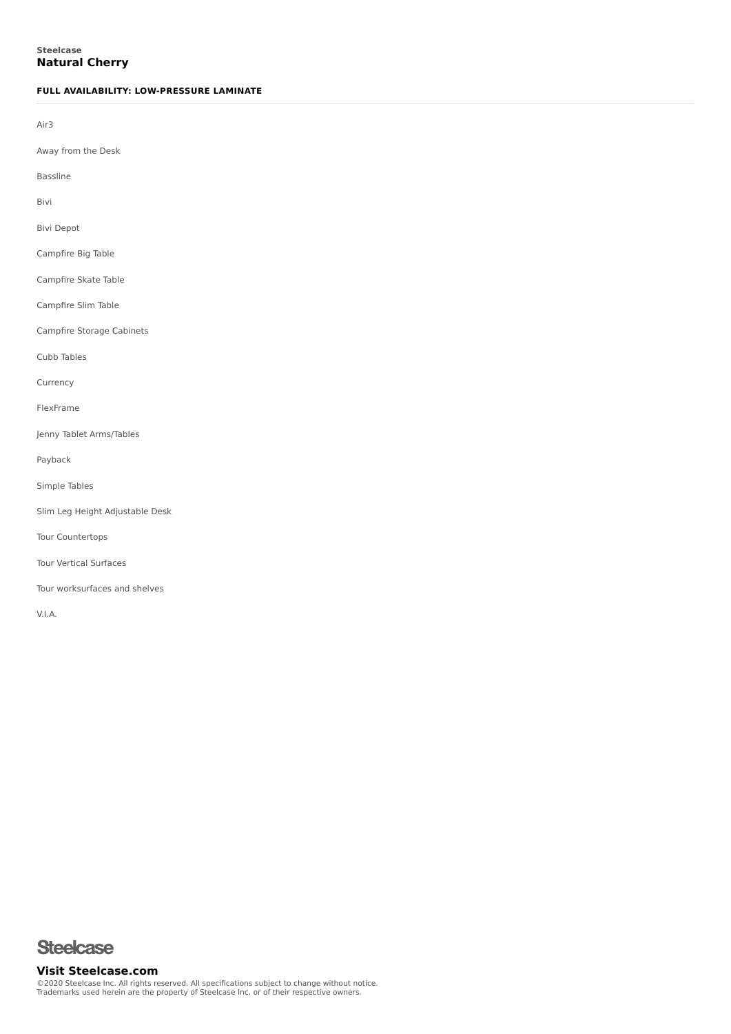**Steelcase**
## Natural Cherry

#### FULL AVAILABILITY: LOW-PRESSURE LAMINATE

---

Air3

Away from the Desk

Bassline

Bivi

Bivi Depot

Campfire Big Table

Campfire Skate Table

Campfire Slim Table

Campfire Storage Cabinets

Cubb Tables

Currency

FlexFrame

Jenny Tablet Arms/Tables

Payback

Simple Tables

Slim Leg Height Adjustable Desk

Tour Countertops

Tour Vertical Surfaces

Tour worksurfaces and shelves

V.I.A.

Steelcase

**Visit Steelcase.com**

©2020 Steelcase Inc. All rights reserved. All specifications subject to change without notice.
Trademarks used herein are the property of Steelcase Inc. or of their respective owners.